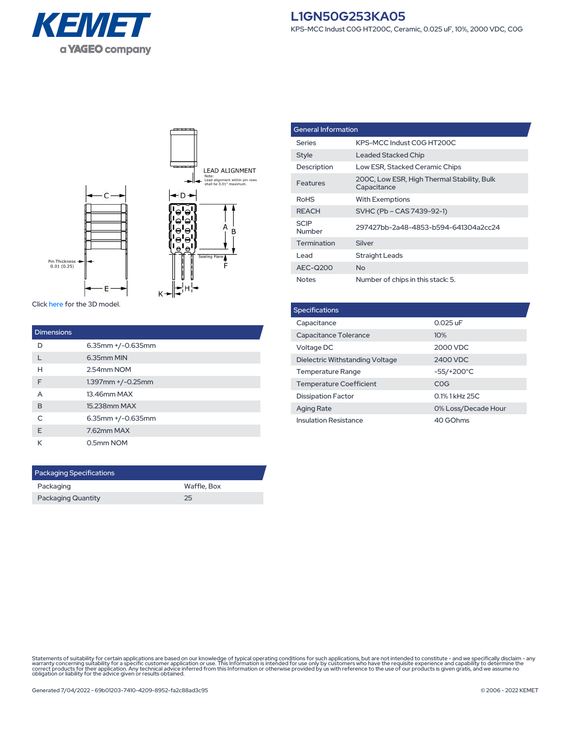# L1GN50G253KA05

KPS-MCC Indust C0G HT200C, Ceramic, 0.025 uF, 10%, 2000 VDC, C0G

LEAD ALIGNMENT
Note:
Lead alignment within pin rows shall be 0.01" maximum.

Pin Thickness 0.01 (0.25)

Seating Plane

Click here for the 3D model.

| Dimensions | |
|---|---|
| D | 6.35mm +/-0.635mm |
| L | 6.35mm MIN |
| H | 2.54mm NOM |
| F | 1.397mm +/-0.25mm |
| A | 13.46mm MAX |
| B | 15.238mm MAX |
| C | 6.35mm +/-0.635mm |
| E | 7.62mm MAX |
| K | 0.5mm NOM |

| Packaging Specifications | |
|---|---|
| Packaging | Waffle, Box |
| Packaging Quantity | 25 |

| General Information | |
|---|---|
| Series | KPS-MCC Indust C0G HT200C |
| Style | Leaded Stacked Chip |
| Description | Low ESR, Stacked Ceramic Chips |
| Features | 200C, Low ESR, High Thermal Stability, Bulk Capacitance |
| RoHS | With Exemptions |
| REACH | SVHC (Pb – CAS 7439-92-1) |
| SCIP Number | 297427bb-2a48-4853-b594-641304a2cc24 |
| Termination | Silver |
| Lead | Straight Leads |
| AEC-Q200 | No |
| Notes | Number of chips in this stack: 5. |

| Specifications | |
|---|---|
| Capacitance | 0.025 uF |
| Capacitance Tolerance | 10% |
| Voltage DC | 2000 VDC |
| Dielectric Withstanding Voltage | 2400 VDC |
| Temperature Range | -55/+200°C |
| Temperature Coefficient | C0G |
| Dissipation Factor | 0.1% 1 kHz 25C |
| Aging Rate | 0% Loss/Decade Hour |
| Insulation Resistance | 40 GOhms |

Statements of suitability for certain applications are based on our knowledge of typical operating conditions for such applications, but are not intended to constitute - and we specifically disclaim - any warranty concerning suitability for a specific customer application or use. This Information is intended for use only by customers who have the requisite experience and capability to determine the correct products for their application. Any technical advice inferred from this Information or otherwise provided by us with reference to the use of our products is given gratis, and we assume no obligation or liability for the advice given or results obtained.

Generated 7/04/2022 - 69b01203-7410-4209-8952-fa2c88ad3c95

© 2006 - 2022 KEMET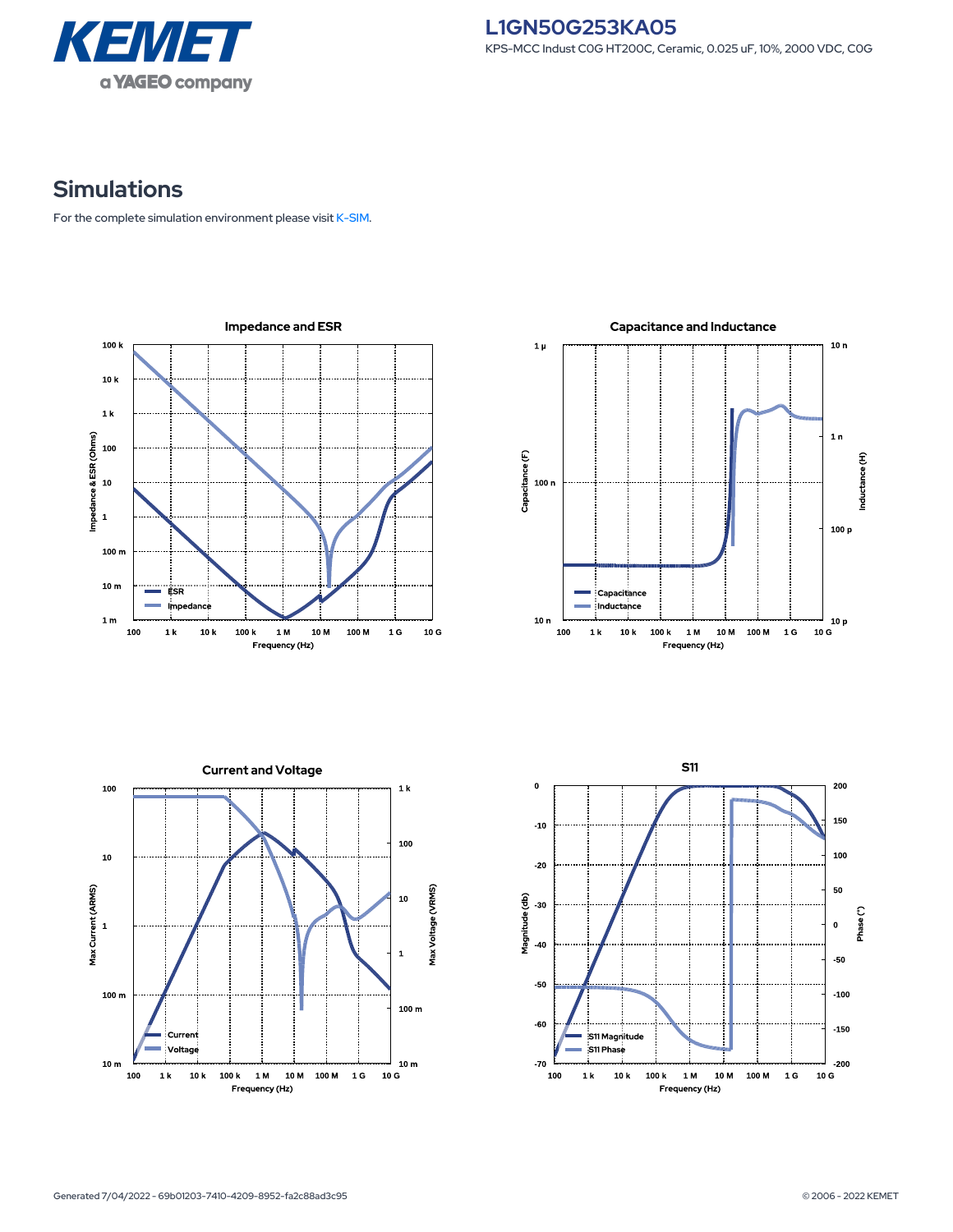# L1GN50G253KA05

KPS-MCC Indust C0G HT200C, Ceramic, 0.025 uF, 10%, 2000 VDC, C0G

## Simulations

For the complete simulation environment please visit K-SIM.

### Impedance and ESR

Impedance & ESR (Ohms) vs. Frequency (Hz)

Legend: ESR, Impedance

### Capacitance and Inductance

Capacitance (F) / Inductance (H) vs. Frequency (Hz)

Legend: Capacitance, Inductance

### Current and Voltage

Max Current (ARMS) / Max Voltage (VRMS) vs. Frequency (Hz)

Legend: Current, Voltage

### S11

Magnitude (db) / Phase (°) vs. Frequency (Hz)

Legend: S11 Magnitude, S11 Phase

Generated 7/04/2022 - 69b01203-7410-4209-8952-fa2c88ad3c95

© 2006 - 2022 KEMET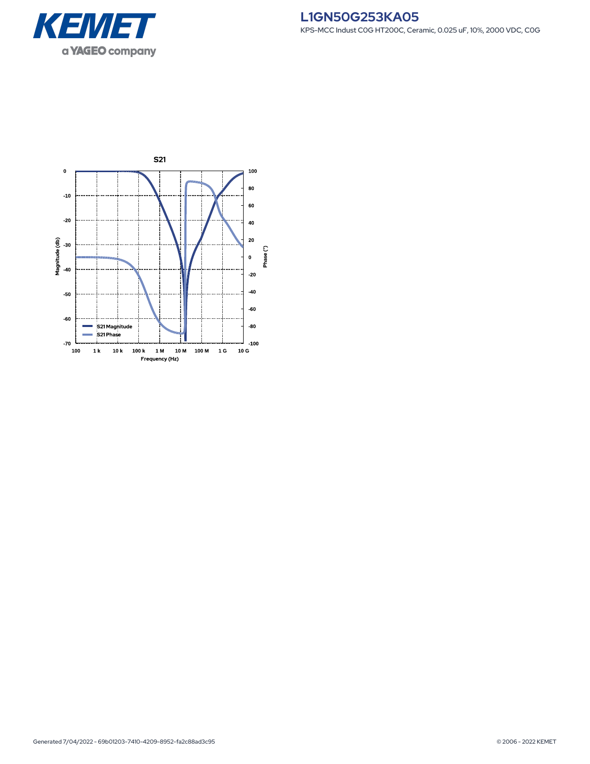# L1GN50G253KA05

KPS-MCC Indust C0G HT200C, Ceramic, 0.025 uF, 10%, 2000 VDC, C0G

**S21**

Magnitude (db): 0, -10, -20, -30, -40, -50, -60, -70

Phase (°): 100, 80, 60, 40, 20, 0, -20, -40, -60, -80, -100

Frequency (Hz): 100, 1 k, 10 k, 100 k, 1 M, 10 M, 100 M, 1 G, 10 G

- S21 Magnitude
- S21 Phase

Generated 7/04/2022 - 69b01203-7410-4209-8952-fa2c88ad3c95

© 2006 - 2022 KEMET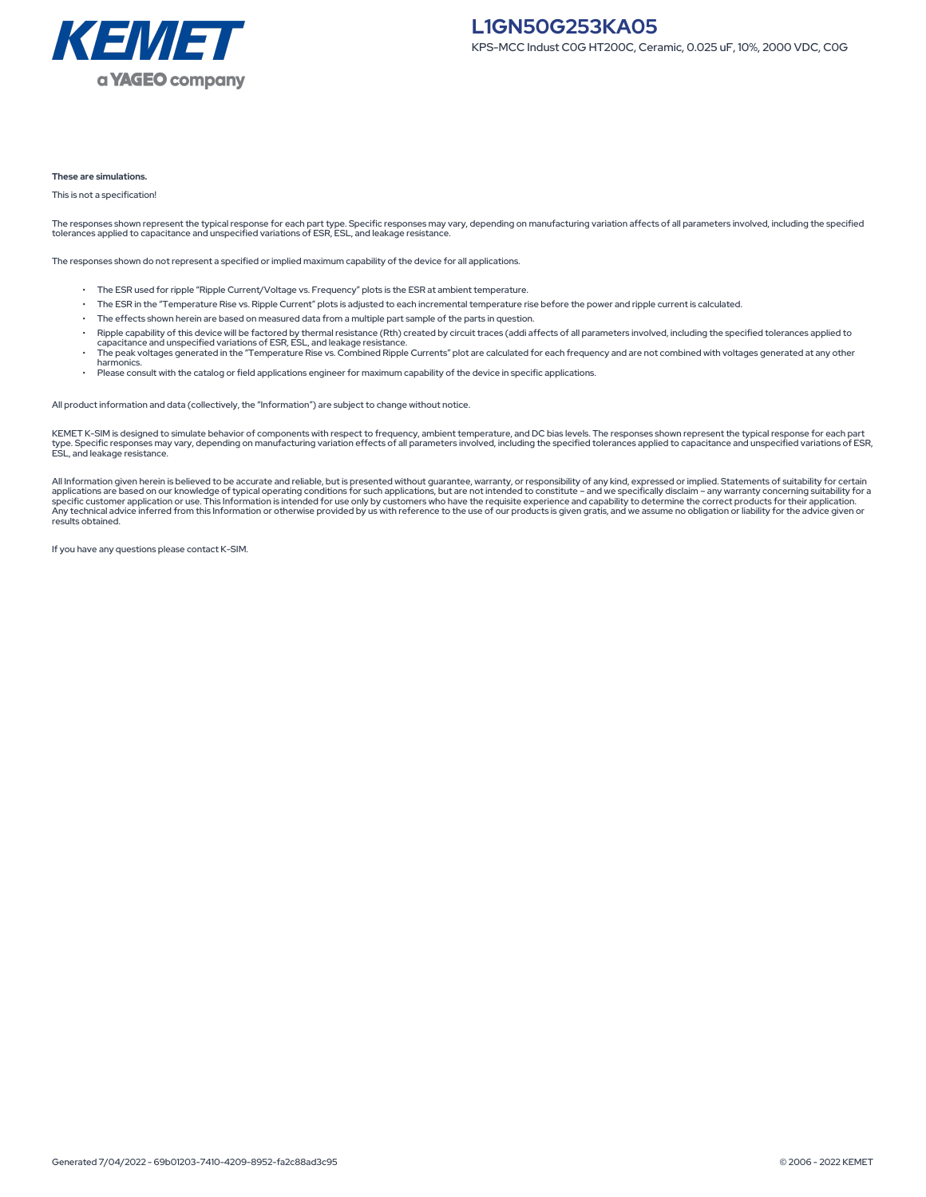**These are simulations.**

This is not a specification!

The responses shown represent the typical response for each part type. Specific responses may vary, depending on manufacturing variation affects of all parameters involved, including the specified tolerances applied to capacitance and unspecified variations of ESR, ESL, and leakage resistance.

The responses shown do not represent a specified or implied maximum capability of the device for all applications.

- The ESR used for ripple "Ripple Current/Voltage vs. Frequency" plots is the ESR at ambient temperature.
- The ESR in the "Temperature Rise vs. Ripple Current" plots is adjusted to each incremental temperature rise before the power and ripple current is calculated.
- The effects shown herein are based on measured data from a multiple part sample of the parts in question.
- Ripple capability of this device will be factored by thermal resistance (Rth) created by circuit traces (addi affects of all parameters involved, including the specified tolerances applied to capacitance and unspecified variations of ESR, ESL, and leakage resistance.
- The peak voltages generated in the "Temperature Rise vs. Combined Ripple Currents" plot are calculated for each frequency and are not combined with voltages generated at any other harmonics.
- Please consult with the catalog or field applications engineer for maximum capability of the device in specific applications.

All product information and data (collectively, the "Information") are subject to change without notice.

KEMET K-SIM is designed to simulate behavior of components with respect to frequency, ambient temperature, and DC bias levels. The responses shown represent the typical response for each part type. Specific responses may vary, depending on manufacturing variation effects of all parameters involved, including the specified tolerances applied to capacitance and unspecified variations of ESR, ESL, and leakage resistance.

All Information given herein is believed to be accurate and reliable, but is presented without guarantee, warranty, or responsibility of any kind, expressed or implied. Statements of suitability for certain applications are based on our knowledge of typical operating conditions for such applications, but are not intended to constitute – and we specifically disclaim – any warranty concerning suitability for a specific customer application or use. This Information is intended for use only by customers who have the requisite experience and capability to determine the correct products for their application. Any technical advice inferred from this Information or otherwise provided by us with reference to the use of our products is given gratis, and we assume no obligation or liability for the advice given or results obtained.

If you have any questions please contact K-SIM.